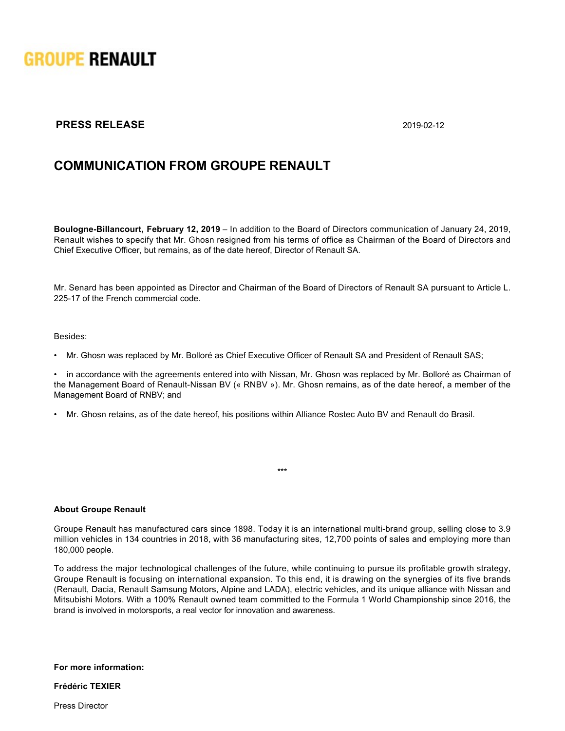**GROUPE RENAULT**

**PRESS RELEASE** 2019-02-12

# COMMUNICATION FROM GROUPE RENAULT

**Boulogne-Billancourt, February 12, 2019** – In addition to the Board of Directors communication of January 24, 2019, Renault wishes to specify that Mr. Ghosn resigned from his terms of office as Chairman of the Board of Directors and Chief Executive Officer, but remains, as of the date hereof, Director of Renault SA.

Mr. Senard has been appointed as Director and Chairman of the Board of Directors of Renault SA pursuant to Article L. 225-17 of the French commercial code.

Besides:

- Mr. Ghosn was replaced by Mr. Bolloré as Chief Executive Officer of Renault SA and President of Renault SAS;
- in accordance with the agreements entered into with Nissan, Mr. Ghosn was replaced by Mr. Bolloré as Chairman of the Management Board of Renault-Nissan BV (« RNBV »). Mr. Ghosn remains, as of the date hereof, a member of the Management Board of RNBV; and
- Mr. Ghosn retains, as of the date hereof, his positions within Alliance Rostec Auto BV and Renault do Brasil.

\*\*\*

**About Groupe Renault**

Groupe Renault has manufactured cars since 1898. Today it is an international multi-brand group, selling close to 3.9 million vehicles in 134 countries in 2018, with 36 manufacturing sites, 12,700 points of sales and employing more than 180,000 people.

To address the major technological challenges of the future, while continuing to pursue its profitable growth strategy, Groupe Renault is focusing on international expansion. To this end, it is drawing on the synergies of its five brands (Renault, Dacia, Renault Samsung Motors, Alpine and LADA), electric vehicles, and its unique alliance with Nissan and Mitsubishi Motors. With a 100% Renault owned team committed to the Formula 1 World Championship since 2016, the brand is involved in motorsports, a real vector for innovation and awareness.

**For more information:**

**Frédéric TEXIER**

Press Director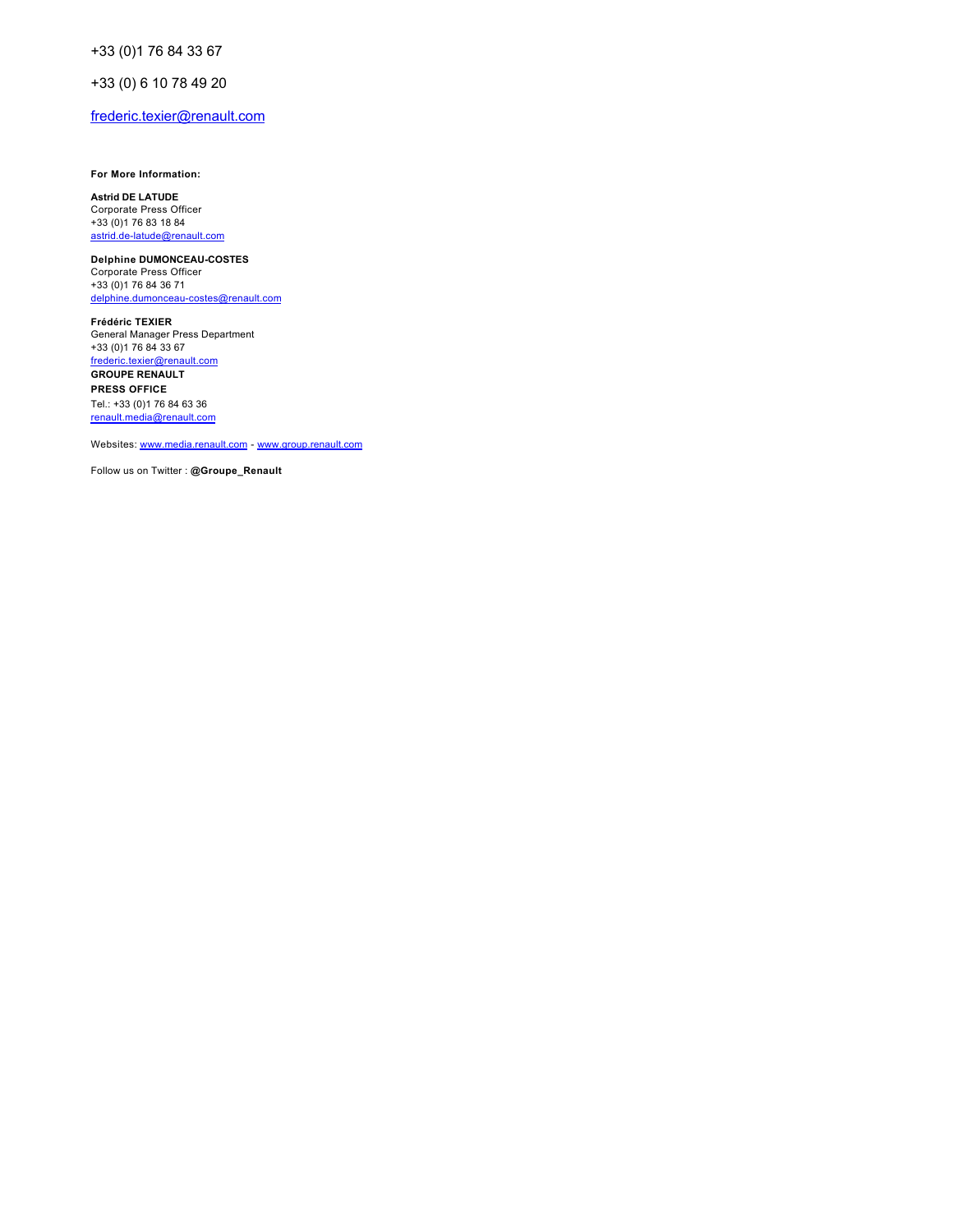+33 (0)1 76 84 33 67

+33 (0) 6 10 78 49 20

frederic.texier@renault.com

**For More Information:**

**Astrid DE LATUDE**
Corporate Press Officer
+33 (0)1 76 83 18 84
astrid.de-latude@renault.com

**Delphine DUMONCEAU-COSTES**
Corporate Press Officer
+33 (0)1 76 84 36 71
delphine.dumonceau-costes@renault.com

**Frédéric TEXIER**
General Manager Press Department
+33 (0)1 76 84 33 67
frederic.texier@renault.com

**GROUPE RENAULT**
**PRESS OFFICE**
Tel.: +33 (0)1 76 84 63 36
renault.media@renault.com

Websites: www.media.renault.com - www.group.renault.com

Follow us on Twitter : **@Groupe_Renault**